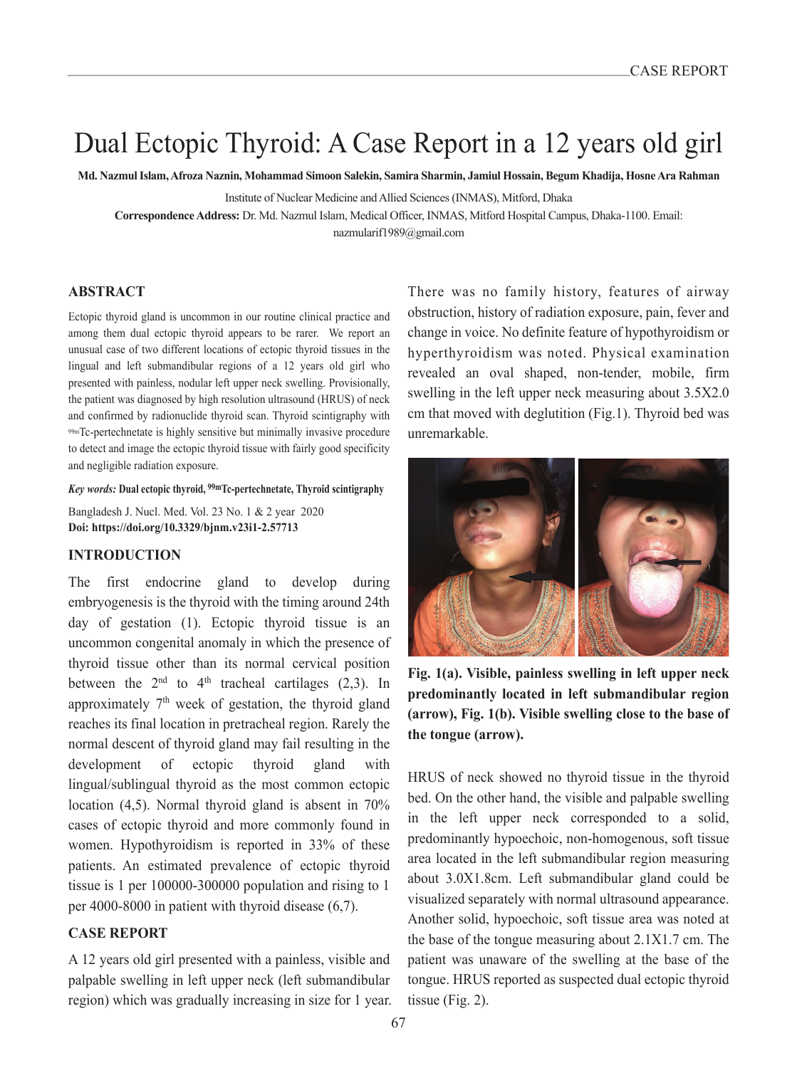# Dual Ectopic Thyroid: A Case Report in a 12 years old girl

**Md. Nazmul Islam, Afroza Naznin, Mohammad Simoon Salekin, Samira Sharmin, Jamiul Hossain, Begum Khadija, Hosne Ara Rahman**

Institute of Nuclear Medicine and Allied Sciences (INMAS), Mitford, Dhaka

**Correspondence Address:** Dr. Md. Nazmul Islam, Medical Officer, INMAS, Mitford Hospital Campus, Dhaka-1100. Email: nazmularif1989@gmail.com

## ABSTRACT

Ectopic thyroid gland is uncommon in our routine clinical practice and among them dual ectopic thyroid appears to be rarer. We report an unusual case of two different locations of ectopic thyroid tissues in the lingual and left submandibular regions of a 12 years old girl who presented with painless, nodular left upper neck swelling. Provisionally, the patient was diagnosed by high resolution ultrasound (HRUS) of neck and confirmed by radionuclide thyroid scan. Thyroid scintigraphy with $^{99m}$Tc-pertechnetate is highly sensitive but minimally invasive procedure to detect and image the ectopic thyroid tissue with fairly good specificity and negligible radiation exposure.

***Key words:*** **Dual ectopic thyroid, $^{99m}$Tc-pertechnetate, Thyroid scintigraphy**

Bangladesh J. Nucl. Med. Vol. 23 No. 1 & 2 year 2020
**Doi: https://doi.org/10.3329/bjnm.v23i1-2.57713**

## INTRODUCTION

The first endocrine gland to develop during embryogenesis is the thyroid with the timing around 24th day of gestation (1). Ectopic thyroid tissue is an uncommon congenital anomaly in which the presence of thyroid tissue other than its normal cervical position between the 2nd to 4th tracheal cartilages (2,3). In approximately 7th week of gestation, the thyroid gland reaches its final location in pretracheal region. Rarely the normal descent of thyroid gland may fail resulting in the development of ectopic thyroid gland with lingual/sublingual thyroid as the most common ectopic location (4,5). Normal thyroid gland is absent in 70% cases of ectopic thyroid and more commonly found in women. Hypothyroidism is reported in 33% of these patients. An estimated prevalence of ectopic thyroid tissue is 1 per 100000-300000 population and rising to 1 per 4000-8000 in patient with thyroid disease (6,7).

## CASE REPORT

A 12 years old girl presented with a painless, visible and palpable swelling in left upper neck (left submandibular region) which was gradually increasing in size for 1 year. There was no family history, features of airway obstruction, history of radiation exposure, pain, fever and change in voice. No definite feature of hypothyroidism or hyperthyroidism was noted. Physical examination revealed an oval shaped, non-tender, mobile, firm swelling in the left upper neck measuring about 3.5X2.0 cm that moved with deglutition (Fig.1). Thyroid bed was unremarkable.

**Fig. 1(a). Visible, painless swelling in left upper neck predominantly located in left submandibular region (arrow), Fig. 1(b). Visible swelling close to the base of the tongue (arrow).**

HRUS of neck showed no thyroid tissue in the thyroid bed. On the other hand, the visible and palpable swelling in the left upper neck corresponded to a solid, predominantly hypoechoic, non-homogenous, soft tissue area located in the left submandibular region measuring about 3.0X1.8cm. Left submandibular gland could be visualized separately with normal ultrasound appearance. Another solid, hypoechoic, soft tissue area was noted at the base of the tongue measuring about 2.1X1.7 cm. The patient was unaware of the swelling at the base of the tongue. HRUS reported as suspected dual ectopic thyroid tissue (Fig. 2).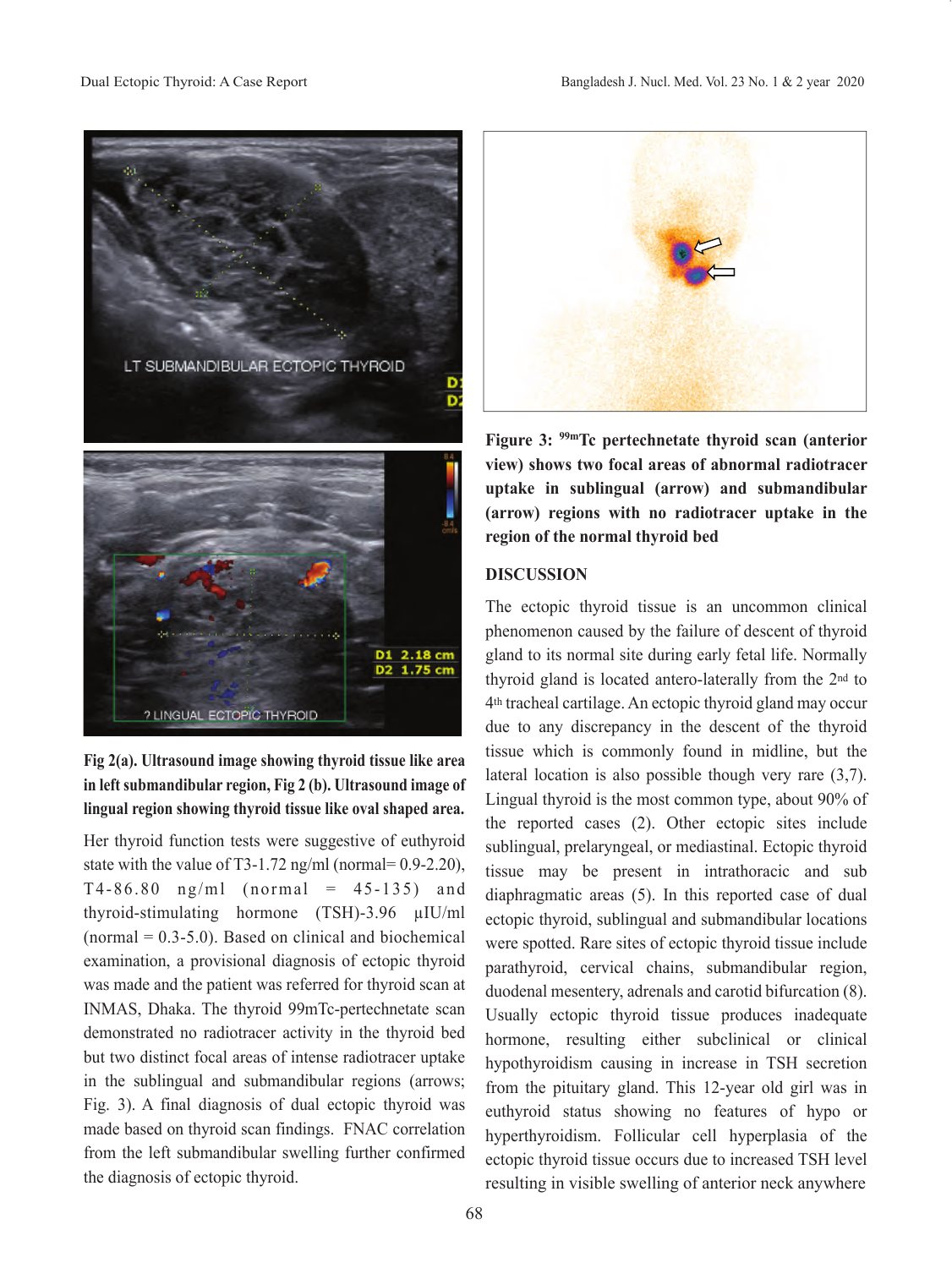Fig 2(a). Ultrasound image showing thyroid tissue like area in left submandibular region, Fig 2 (b). Ultrasound image of lingual region showing thyroid tissue like oval shaped area.

Her thyroid function tests were suggestive of euthyroid state with the value of T3-1.72 ng/ml (normal= 0.9-2.20), T4-86.80 ng/ml (normal = 45-135) and thyroid-stimulating hormone (TSH)-3.96 µIU/ml (normal = 0.3-5.0). Based on clinical and biochemical examination, a provisional diagnosis of ectopic thyroid was made and the patient was referred for thyroid scan at INMAS, Dhaka. The thyroid 99mTc-pertechnetate scan demonstrated no radiotracer activity in the thyroid bed but two distinct focal areas of intense radiotracer uptake in the sublingual and submandibular regions (arrows; Fig. 3). A final diagnosis of dual ectopic thyroid was made based on thyroid scan findings. FNAC correlation from the left submandibular swelling further confirmed the diagnosis of ectopic thyroid.

**Figure 3: $^{99m}$Tc pertechnetate thyroid scan (anterior view) shows two focal areas of abnormal radiotracer uptake in sublingual (arrow) and submandibular (arrow) regions with no radiotracer uptake in the region of the normal thyroid bed**

## DISCUSSION

The ectopic thyroid tissue is an uncommon clinical phenomenon caused by the failure of descent of thyroid gland to its normal site during early fetal life. Normally thyroid gland is located antero-laterally from the 2nd to 4th tracheal cartilage. An ectopic thyroid gland may occur due to any discrepancy in the descent of the thyroid tissue which is commonly found in midline, but the lateral location is also possible though very rare (3,7). Lingual thyroid is the most common type, about 90% of the reported cases (2). Other ectopic sites include sublingual, prelaryngeal, or mediastinal. Ectopic thyroid tissue may be present in intrathoracic and sub diaphragmatic areas (5). In this reported case of dual ectopic thyroid, sublingual and submandibular locations were spotted. Rare sites of ectopic thyroid tissue include parathyroid, cervical chains, submandibular region, duodenal mesentery, adrenals and carotid bifurcation (8). Usually ectopic thyroid tissue produces inadequate hormone, resulting either subclinical or clinical hypothyroidism causing in increase in TSH secretion from the pituitary gland. This 12-year old girl was in euthyroid status showing no features of hypo or hyperthyroidism. Follicular cell hyperplasia of the ectopic thyroid tissue occurs due to increased TSH level resulting in visible swelling of anterior neck anywhere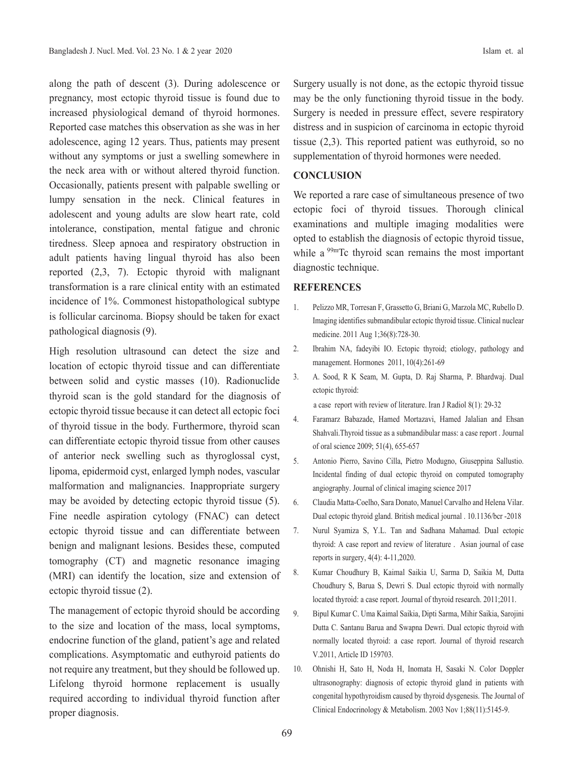along the path of descent (3). During adolescence or pregnancy, most ectopic thyroid tissue is found due to increased physiological demand of thyroid hormones. Reported case matches this observation as she was in her adolescence, aging 12 years. Thus, patients may present without any symptoms or just a swelling somewhere in the neck area with or without altered thyroid function. Occasionally, patients present with palpable swelling or lumpy sensation in the neck. Clinical features in adolescent and young adults are slow heart rate, cold intolerance, constipation, mental fatigue and chronic tiredness. Sleep apnoea and respiratory obstruction in adult patients having lingual thyroid has also been reported (2,3, 7). Ectopic thyroid with malignant transformation is a rare clinical entity with an estimated incidence of 1%. Commonest histopathological subtype is follicular carcinoma. Biopsy should be taken for exact pathological diagnosis (9).

High resolution ultrasound can detect the size and location of ectopic thyroid tissue and can differentiate between solid and cystic masses (10). Radionuclide thyroid scan is the gold standard for the diagnosis of ectopic thyroid tissue because it can detect all ectopic foci of thyroid tissue in the body. Furthermore, thyroid scan can differentiate ectopic thyroid tissue from other causes of anterior neck swelling such as thyroglossal cyst, lipoma, epidermoid cyst, enlarged lymph nodes, vascular malformation and malignancies. Inappropriate surgery may be avoided by detecting ectopic thyroid tissue (5). Fine needle aspiration cytology (FNAC) can detect ectopic thyroid tissue and can differentiate between benign and malignant lesions. Besides these, computed tomography (CT) and magnetic resonance imaging (MRI) can identify the location, size and extension of ectopic thyroid tissue (2).

The management of ectopic thyroid should be according to the size and location of the mass, local symptoms, endocrine function of the gland, patient's age and related complications. Asymptomatic and euthyroid patients do not require any treatment, but they should be followed up. Lifelong thyroid hormone replacement is usually required according to individual thyroid function after proper diagnosis.

Surgery usually is not done, as the ectopic thyroid tissue may be the only functioning thyroid tissue in the body. Surgery is needed in pressure effect, severe respiratory distress and in suspicion of carcinoma in ectopic thyroid tissue (2,3). This reported patient was euthyroid, so no supplementation of thyroid hormones were needed.

## CONCLUSION

We reported a rare case of simultaneous presence of two ectopic foci of thyroid tissues. Thorough clinical examinations and multiple imaging modalities were opted to establish the diagnosis of ectopic thyroid tissue, while a $^{99m}$Tc thyroid scan remains the most important diagnostic technique.

## REFERENCES

1. Pelizzo MR, Torresan F, Grassetto G, Briani G, Marzola MC, Rubello D. Imaging identifies submandibular ectopic thyroid tissue. Clinical nuclear medicine. 2011 Aug 1;36(8):728-30.
2. Ibrahim NA, fadeyibi IO. Ectopic thyroid; etiology, pathology and management. Hormones 2011, 10(4):261-69
3. A. Sood, R K Seam, M. Gupta, D. Raj Sharma, P. Bhardwaj. Dual ectopic thyroid: a case report with review of literature. Iran J Radiol 8(1): 29-32
4. Faramarz Babazade, Hamed Mortazavi, Hamed Jalalian and Ehsan Shahvali.Thyroid tissue as a submandibular mass: a case report . Journal of oral science 2009; 51(4), 655-657
5. Antonio Pierro, Savino Cilla, Pietro Modugno, Giuseppina Sallustio. Incidental finding of dual ectopic thyroid on computed tomography angiography. Journal of clinical imaging science 2017
6. Claudia Matta-Coelho, Sara Donato, Manuel Carvalho and Helena Vilar. Dual ectopic thyroid gland. British medical journal . 10.1136/bcr -2018
7. Nurul Syamiza S, Y.L. Tan and Sadhana Mahamad. Dual ectopic thyroid: A case report and review of literature . Asian journal of case reports in surgery, 4(4): 4-11,2020.
8. Kumar Choudhury B, Kaimal Saikia U, Sarma D, Saikia M, Dutta Choudhury S, Barua S, Dewri S. Dual ectopic thyroid with normally located thyroid: a case report. Journal of thyroid research. 2011;2011.
9. Bipul Kumar C. Uma Kaimal Saikia, Dipti Sarma, Mihir Saikia, Sarojini Dutta C. Santanu Barua and Swapna Dewri. Dual ectopic thyroid with normally located thyroid: a case report. Journal of thyroid research V.2011, Article ID 159703.
10. Ohnishi H, Sato H, Noda H, Inomata H, Sasaki N. Color Doppler ultrasonography: diagnosis of ectopic thyroid gland in patients with congenital hypothyroidism caused by thyroid dysgenesis. The Journal of Clinical Endocrinology & Metabolism. 2003 Nov 1;88(11):5145-9.